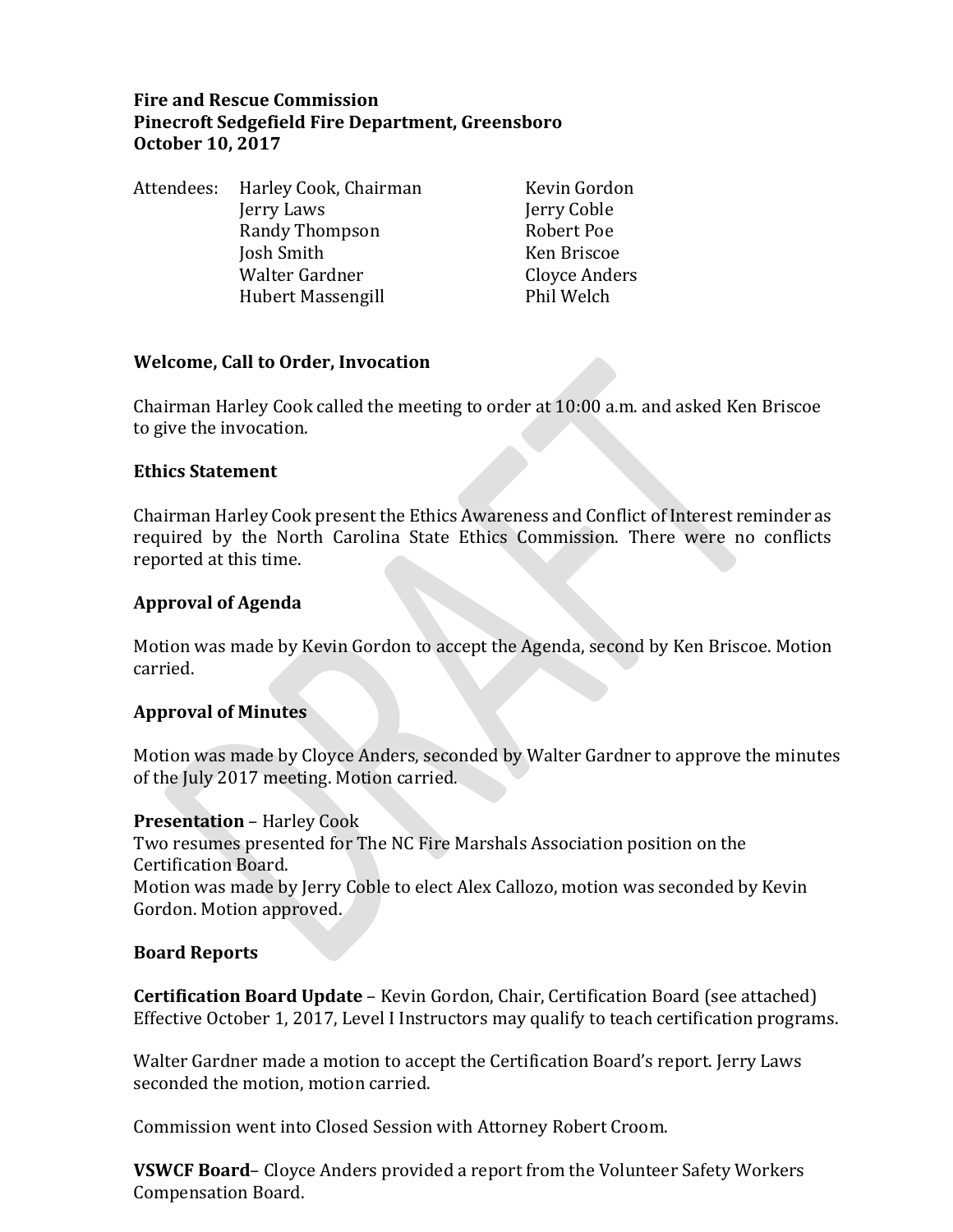**Fire and Rescue Commission**
**Pinecroft Sedgefield Fire Department, Greensboro**
**October 10, 2017**

Attendees:

| | |
|---|---|
| Harley Cook, Chairman | Kevin Gordon |
| Jerry Laws | Jerry Coble |
| Randy Thompson | Robert Poe |
| Josh Smith | Ken Briscoe |
| Walter Gardner | Cloyce Anders |
| Hubert Massengill | Phil Welch |

**Welcome, Call to Order, Invocation**

Chairman Harley Cook called the meeting to order at 10:00 a.m. and asked Ken Briscoe to give the invocation.

**Ethics Statement**

Chairman Harley Cook present the Ethics Awareness and Conflict of Interest reminder as required by the North Carolina State Ethics Commission. There were no conflicts reported at this time.

**Approval of Agenda**

Motion was made by Kevin Gordon to accept the Agenda, second by Ken Briscoe. Motion carried.

**Approval of Minutes**

Motion was made by Cloyce Anders, seconded by Walter Gardner to approve the minutes of the July 2017 meeting. Motion carried.

**Presentation** – Harley Cook
Two resumes presented for The NC Fire Marshals Association position on the Certification Board.
Motion was made by Jerry Coble to elect Alex Callozo, motion was seconded by Kevin Gordon. Motion approved.

**Board Reports**

**Certification Board Update** – Kevin Gordon, Chair, Certification Board (see attached)
Effective October 1, 2017, Level I Instructors may qualify to teach certification programs.

Walter Gardner made a motion to accept the Certification Board's report. Jerry Laws seconded the motion, motion carried.

Commission went into Closed Session with Attorney Robert Croom.

**VSWCF Board**– Cloyce Anders provided a report from the Volunteer Safety Workers Compensation Board.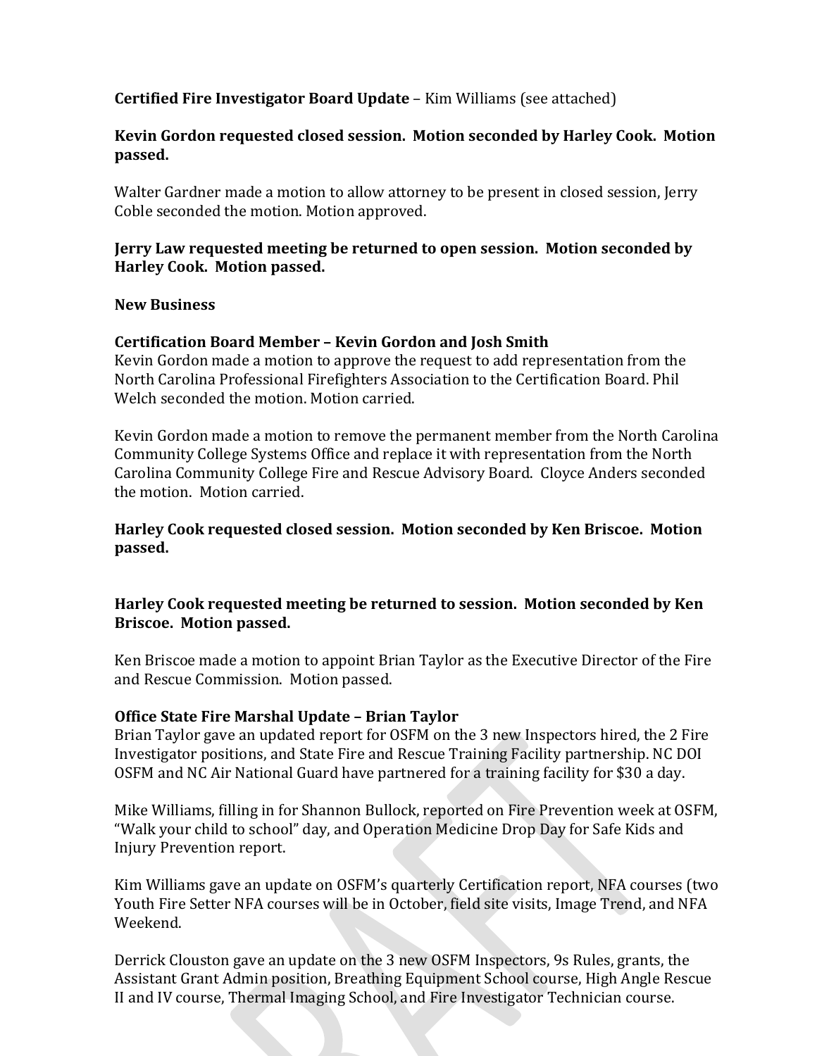**Certified Fire Investigator Board Update** – Kim Williams (see attached)

**Kevin Gordon requested closed session. Motion seconded by Harley Cook. Motion passed.**

Walter Gardner made a motion to allow attorney to be present in closed session, Jerry Coble seconded the motion. Motion approved.

**Jerry Law requested meeting be returned to open session. Motion seconded by Harley Cook. Motion passed.**

**New Business**

**Certification Board Member – Kevin Gordon and Josh Smith**
Kevin Gordon made a motion to approve the request to add representation from the North Carolina Professional Firefighters Association to the Certification Board. Phil Welch seconded the motion. Motion carried.

Kevin Gordon made a motion to remove the permanent member from the North Carolina Community College Systems Office and replace it with representation from the North Carolina Community College Fire and Rescue Advisory Board. Cloyce Anders seconded the motion. Motion carried.

**Harley Cook requested closed session. Motion seconded by Ken Briscoe. Motion passed.**

**Harley Cook requested meeting be returned to session. Motion seconded by Ken Briscoe. Motion passed.**

Ken Briscoe made a motion to appoint Brian Taylor as the Executive Director of the Fire and Rescue Commission. Motion passed.

**Office State Fire Marshal Update – Brian Taylor**
Brian Taylor gave an updated report for OSFM on the 3 new Inspectors hired, the 2 Fire Investigator positions, and State Fire and Rescue Training Facility partnership. NC DOI OSFM and NC Air National Guard have partnered for a training facility for $30 a day.

Mike Williams, filling in for Shannon Bullock, reported on Fire Prevention week at OSFM, "Walk your child to school" day, and Operation Medicine Drop Day for Safe Kids and Injury Prevention report.

Kim Williams gave an update on OSFM's quarterly Certification report, NFA courses (two Youth Fire Setter NFA courses will be in October, field site visits, Image Trend, and NFA Weekend.

Derrick Clouston gave an update on the 3 new OSFM Inspectors, 9s Rules, grants, the Assistant Grant Admin position, Breathing Equipment School course, High Angle Rescue II and IV course, Thermal Imaging School, and Fire Investigator Technician course.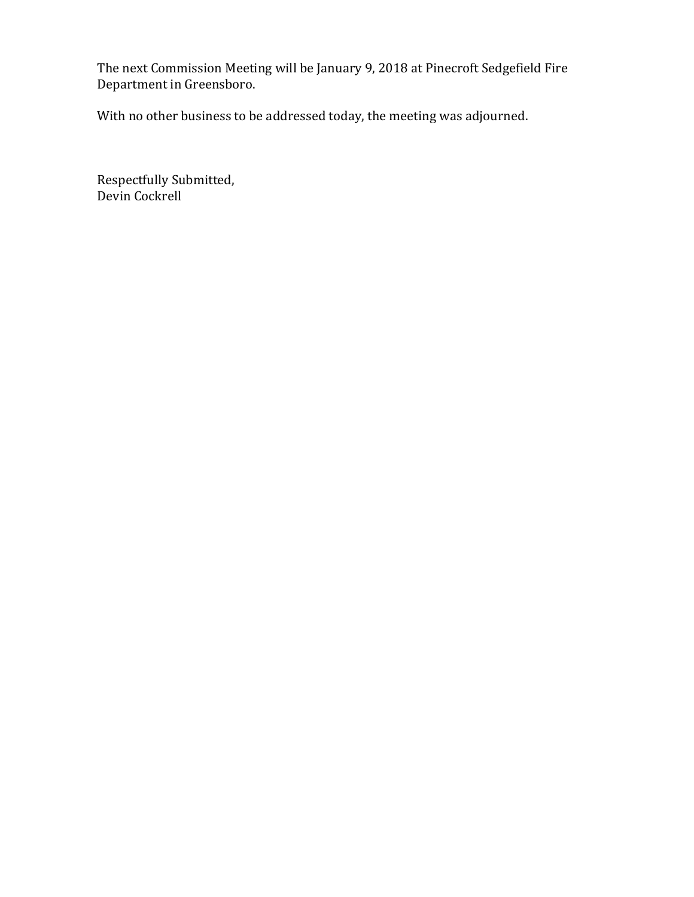The next Commission Meeting will be January 9, 2018 at Pinecroft Sedgefield Fire Department in Greensboro.

With no other business to be addressed today, the meeting was adjourned.

Respectfully Submitted,
Devin Cockrell